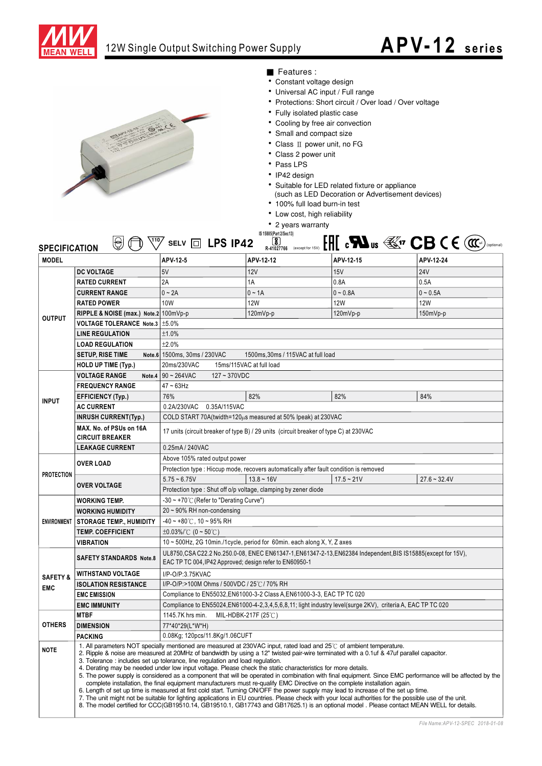# 12W Single Output Switching Power Supply

# APV-12 series

## Features :

- Constant voltage design
- Universal AC input / Full range
- Protections: Short circuit / Over load / Over voltage
- Fully isolated plastic case
- Cooling by free air convection
- Small and compact size
- Class Ⅱ power unit, no FG
- Class 2 power unit
- Pass LPS
- IP42 design
- Suitable for LED related fixture or appliance (such as LED Decoration or Advertisement devices)
- 100% full load burn-in test
- Low cost, high reliability
- 2 years warranty

## SPECIFICATION

SELV LPS IP42 IS 15885(Part 2/Sec13) R-41027766 (except for 15V) EAC cULus CB CE (optional)

| MODEL | | APV-12-5 | APV-12-12 | APV-12-15 | APV-12-24 |
|---|---|---|---|---|---|
| OUTPUT | DC VOLTAGE | 5V | 12V | 15V | 24V |
| | RATED CURRENT | 2A | 1A | 0.8A | 0.5A |
| | CURRENT RANGE | 0 ~ 2A | 0 ~ 1A | 0 ~ 0.8A | 0 ~ 0.5A |
| | RATED POWER | 10W | 12W | 12W | 12W |
| | RIPPLE & NOISE (max.) Note.2 | 100mVp-p | 120mVp-p | 120mVp-p | 150mVp-p |
| | VOLTAGE TOLERANCE Note.3 | ±5.0% | | | |
| | LINE REGULATION | ±1.0% | | | |
| | LOAD REGULATION | ±2.0% | | | |
| | SETUP, RISE TIME Note.6 | 1500ms, 30ms / 230VAC 1500ms,30ms / 115VAC at full load | | | |
| | HOLD UP TIME (Typ.) | 20ms/230VAC 15ms/115VAC at full load | | | |
| INPUT | VOLTAGE RANGE Note.4 | 90 ~ 264VAC 127 ~ 370VDC | | | |
| | FREQUENCY RANGE | 47 ~ 63Hz | | | |
| | EFFICIENCY (Typ.) | 76% | 82% | 82% | 84% |
| | AC CURRENT | 0.2A/230VAC 0.35A/115VAC | | | |
| | INRUSH CURRENT(Typ.) | COLD START 70A(twidth=120μs measured at 50% Ipeak) at 230VAC | | | |
| | MAX. No. of PSUs on 16A CIRCUIT BREAKER | 17 units (circuit breaker of type B) / 29 units (circuit breaker of type C) at 230VAC | | | |
| | LEAKAGE CURRENT | 0.25mA / 240VAC | | | |
| PROTECTION | OVER LOAD | Above 105% rated output power | | | |
| | | Protection type : Hiccup mode, recovers automatically after fault condition is removed | | | |
| | OVER VOLTAGE | 5.75 ~ 6.75V | 13.8 ~ 16V | 17.5 ~ 21V | 27.6 ~ 32.4V |
| | | Protection type : Shut off o/p voltage, clamping by zener diode | | | |
| ENVIRONMENT | WORKING TEMP. | -30 ~ +70℃ (Refer to "Derating Curve") | | | |
| | WORKING HUMIDITY | 20 ~ 90% RH non-condensing | | | |
| | STORAGE TEMP., HUMIDITY | -40 ~ +80℃, 10 ~ 95% RH | | | |
| | TEMP. COEFFICIENT | ±0.03%/℃ (0 ~ 50℃) | | | |
| | VIBRATION | 10 ~ 500Hz, 2G 10min./1cycle, period for 60min. each along X, Y, Z axes | | | |
| SAFETY & EMC | SAFETY STANDARDS Note.8 | UL8750,CSA C22.2 No.250.0-08, ENEC EN61347-1,EN61347-2-13,EN62384 Independent,BIS IS15885(except for 15V), EAC TP TC 004,IP42 Approved; design refer to EN60950-1 | | | |
| | WITHSTAND VOLTAGE | I/P-O/P:3.75KVAC | | | |
| | ISOLATION RESISTANCE | I/P-O/P:>100M Ohms / 500VDC / 25℃ / 70% RH | | | |
| | EMC EMISSION | Compliance to EN55032,EN61000-3-2 Class A,EN61000-3-3, EAC TP TC 020 | | | |
| | EMC IMMUNITY | Compliance to EN55024,EN61000-4-2,3,4,5,6,8,11; light industry level(surge 2KV), criteria A, EAC TP TC 020 | | | |
| OTHERS | MTBF | 1145.7K hrs min. MIL-HDBK-217F (25℃) | | | |
| | DIMENSION | 77*40*29(L*W*H) | | | |
| | PACKING | 0.08Kg; 120pcs/11.8Kg/1.06CUFT | | | |

**NOTE**

1. All parameters NOT specially mentioned are measured at 230VAC input, rated load and 25℃ of ambient temperature.
2. Ripple & noise are measured at 20MHz of bandwidth by using a 12" twisted pair-wire terminated with a 0.1uf & 47uf parallel capacitor.
3. Tolerance : includes set up tolerance, line regulation and load regulation.
4. Derating may be needed under low input voltage. Please check the static characteristics for more details.
5. The power supply is considered as a component that will be operated in combination with final equipment. Since EMC performance will be affected by the complete installation, the final equipment manufacturers must re-qualify EMC Directive on the complete installation again.
6. Length of set up time is measured at first cold start. Turning ON/OFF the power supply may lead to increase of the set up time.
7. The unit might not be suitable for lighting applications in EU countries. Please check with your local authorities for the possible use of the unit.
8. The model certified for CCC(GB19510.14, GB19510.1, GB17743 and GB17625.1) is an optional model . Please contact MEAN WELL for details.

*File Name:APV-12-SPEC 2018-01-08*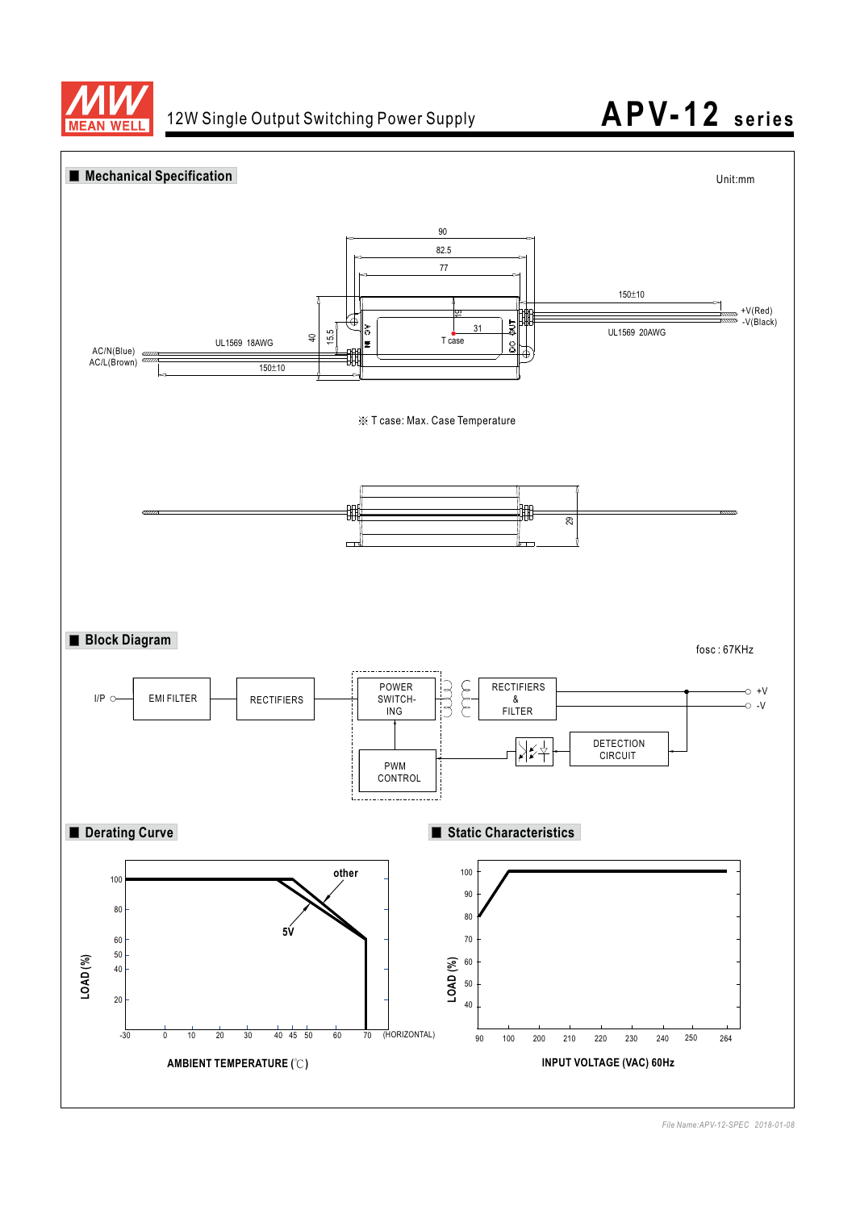12W Single Output Switching Power Supply

# APV-12 series

## Mechanical Specification

Unit:mm

90
82.5
77
150±10
+V(Red)
-V(Black)
UL1569 20AWG
19
31
T case
40
15.5
UL1569 18AWG
AC/N(Blue)
AC/L(Brown)
150±10
AC IN
DC OUT

※ T case: Max. Case Temperature

29

## Block Diagram

fosc : 67KHz

I/P
EMI FILTER
RECTIFIERS
POWER SWITCH-ING
PWM CONTROL
RECTIFIERS & FILTER
DETECTION CIRCUIT
+V
-V

## Derating Curve

LOAD (%)
100
80
60
50
40
20
-30
0
10
20
30
40
45
50
60
70 (HORIZONTAL)
other
5V
AMBIENT TEMPERATURE (℃)

## Static Characteristics

LOAD (%)
100
90
80
70
60
50
40
90
100
200
210
220
230
240
250
264
INPUT VOLTAGE (VAC) 60Hz

*File Name:APV-12-SPEC 2018-01-08*